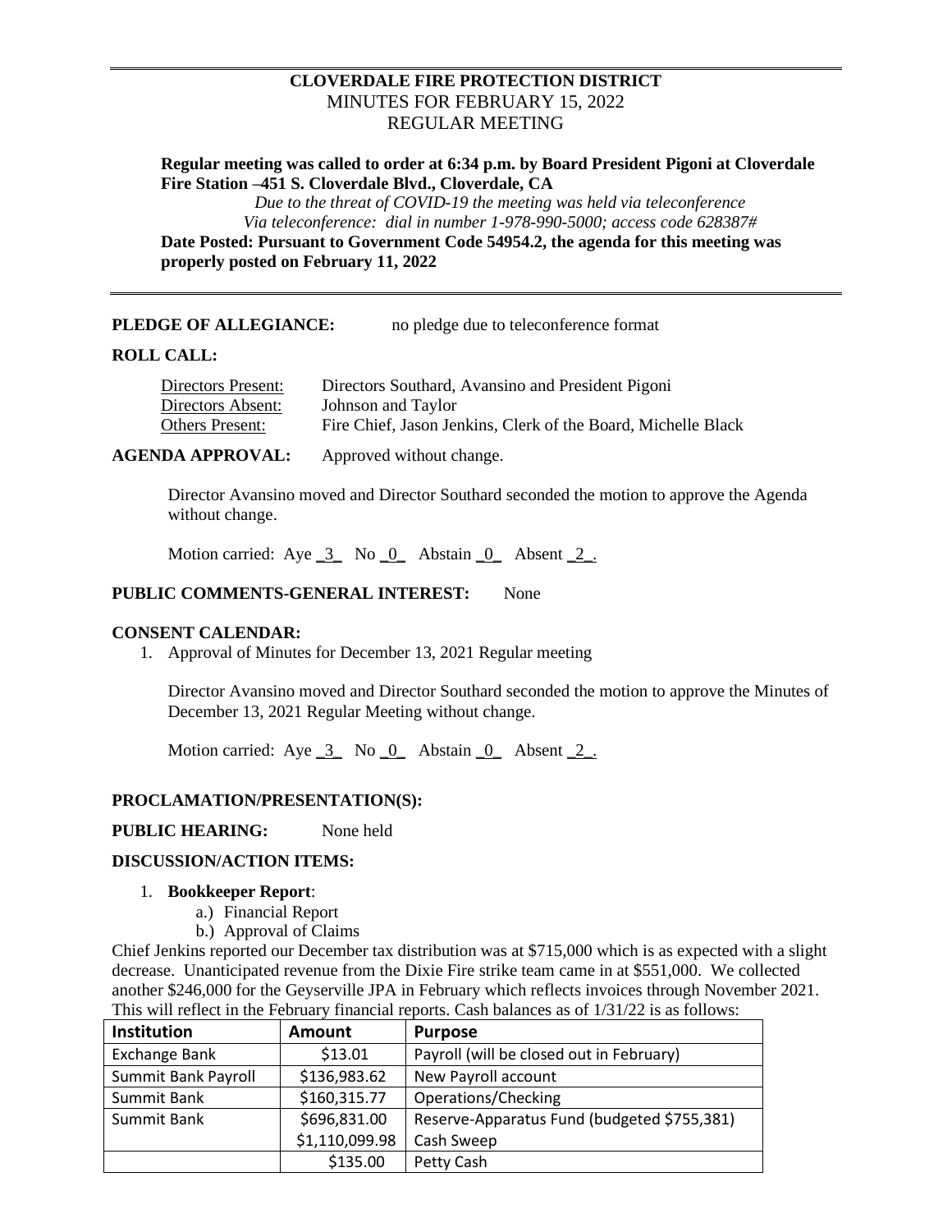**CLOVERDALE FIRE PROTECTION DISTRICT**
MINUTES FOR FEBRUARY 15, 2022
REGULAR MEETING

**Regular meeting was called to order at 6:34 p.m. by Board President Pigoni at Cloverdale Fire Station –451 S. Cloverdale Blvd., Cloverdale, CA**

*Due to the threat of COVID-19 the meeting was held via teleconference*
*Via teleconference: dial in number 1-978-990-5000; access code 628387#*

**Date Posted: Pursuant to Government Code 54954.2, the agenda for this meeting was properly posted on February 11, 2022**

---

**PLEDGE OF ALLEGIANCE:** no pledge due to teleconference format

**ROLL CALL:**

Directors Present: Directors Southard, Avansino and President Pigoni
Directors Absent: Johnson and Taylor
Others Present: Fire Chief, Jason Jenkins, Clerk of the Board, Michelle Black

**AGENDA APPROVAL:** Approved without change.

Director Avansino moved and Director Southard seconded the motion to approve the Agenda without change.

Motion carried: Aye _3_ No _0_ Abstain _0_ Absent _2_.

**PUBLIC COMMENTS-GENERAL INTEREST:** None

**CONSENT CALENDAR:**

1. Approval of Minutes for December 13, 2021 Regular meeting

Director Avansino moved and Director Southard seconded the motion to approve the Minutes of December 13, 2021 Regular Meeting without change.

Motion carried: Aye _3_ No _0_ Abstain _0_ Absent _2_.

**PROCLAMATION/PRESENTATION(S):**

**PUBLIC HEARING:** None held

**DISCUSSION/ACTION ITEMS:**

1. **Bookkeeper Report**:
   a.) Financial Report
   b.) Approval of Claims

Chief Jenkins reported our December tax distribution was at $715,000 which is as expected with a slight decrease. Unanticipated revenue from the Dixie Fire strike team came in at $551,000. We collected another $246,000 for the Geyserville JPA in February which reflects invoices through November 2021. This will reflect in the February financial reports. Cash balances as of 1/31/22 is as follows:

| Institution | Amount | Purpose |
|---|---|---|
| Exchange Bank | $13.01 | Payroll (will be closed out in February) |
| Summit Bank Payroll | $136,983.62 | New Payroll account |
| Summit Bank | $160,315.77 | Operations/Checking |
| Summit Bank | $696,831.00 | Reserve-Apparatus Fund (budgeted $755,381) |
| | $1,110,099.98 | Cash Sweep |
| | $135.00 | Petty Cash |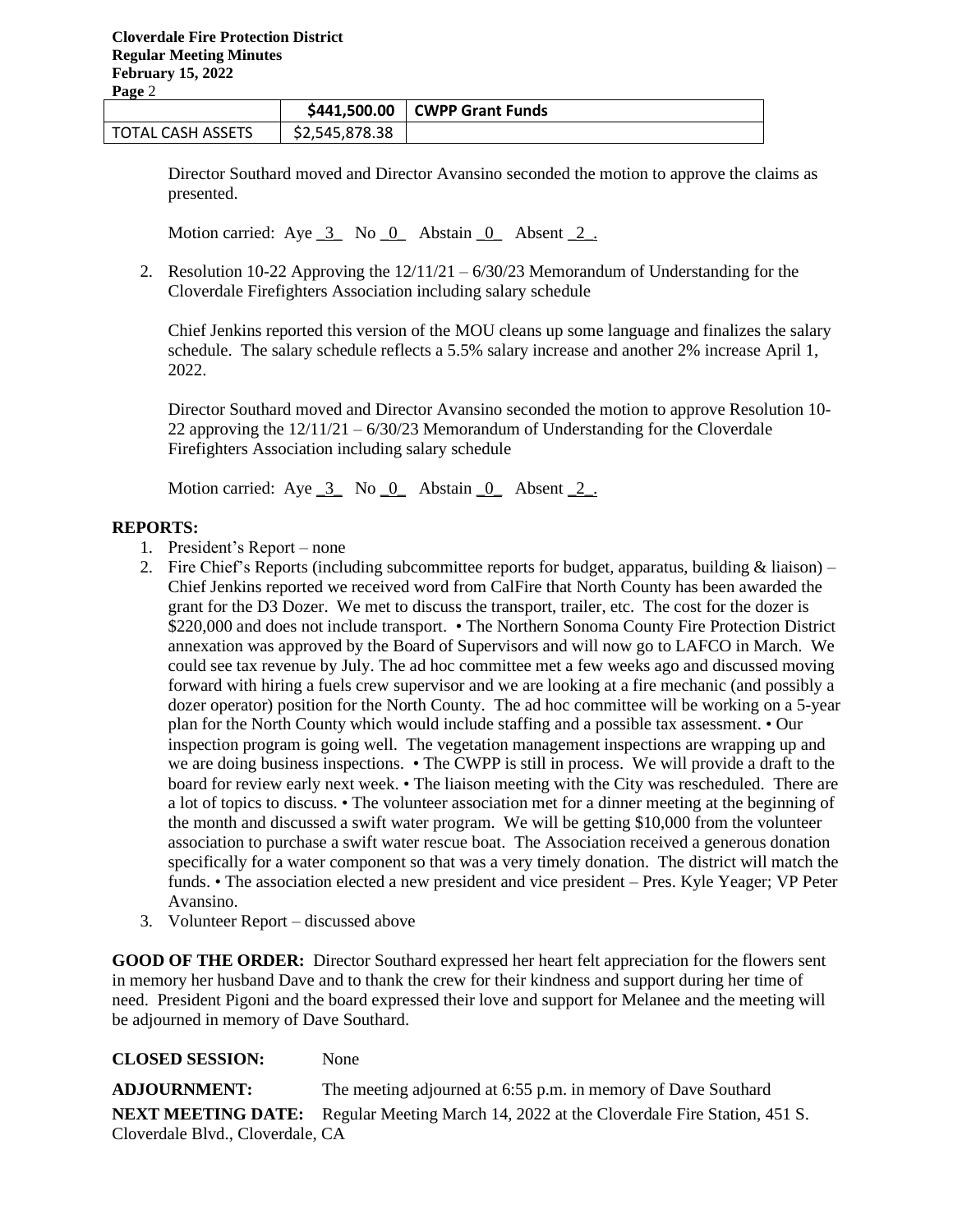| | | |
|---|---|---|
| | **$441,500.00** | **CWPP Grant Funds** |
| TOTAL CASH ASSETS | $2,545,878.38 | |

Director Southard moved and Director Avansino seconded the motion to approve the claims as presented.

Motion carried: Aye _3_ No _0_ Abstain _0_ Absent _2_.

2. Resolution 10-22 Approving the 12/11/21 – 6/30/23 Memorandum of Understanding for the Cloverdale Firefighters Association including salary schedule

   Chief Jenkins reported this version of the MOU cleans up some language and finalizes the salary schedule. The salary schedule reflects a 5.5% salary increase and another 2% increase April 1, 2022.

   Director Southard moved and Director Avansino seconded the motion to approve Resolution 10-22 approving the 12/11/21 – 6/30/23 Memorandum of Understanding for the Cloverdale Firefighters Association including salary schedule

   Motion carried: Aye _3_ No _0_ Abstain _0_ Absent _2_.

**REPORTS:**

1. President's Report – none
2. Fire Chief's Reports (including subcommittee reports for budget, apparatus, building & liaison) – Chief Jenkins reported we received word from CalFire that North County has been awarded the grant for the D3 Dozer. We met to discuss the transport, trailer, etc. The cost for the dozer is $220,000 and does not include transport. • The Northern Sonoma County Fire Protection District annexation was approved by the Board of Supervisors and will now go to LAFCO in March. We could see tax revenue by July. The ad hoc committee met a few weeks ago and discussed moving forward with hiring a fuels crew supervisor and we are looking at a fire mechanic (and possibly a dozer operator) position for the North County. The ad hoc committee will be working on a 5-year plan for the North County which would include staffing and a possible tax assessment. • Our inspection program is going well. The vegetation management inspections are wrapping up and we are doing business inspections. • The CWPP is still in process. We will provide a draft to the board for review early next week. • The liaison meeting with the City was rescheduled. There are a lot of topics to discuss. • The volunteer association met for a dinner meeting at the beginning of the month and discussed a swift water program. We will be getting $10,000 from the volunteer association to purchase a swift water rescue boat. The Association received a generous donation specifically for a water component so that was a very timely donation. The district will match the funds. • The association elected a new president and vice president – Pres. Kyle Yeager; VP Peter Avansino.
3. Volunteer Report – discussed above

**GOOD OF THE ORDER:** Director Southard expressed her heart felt appreciation for the flowers sent in memory her husband Dave and to thank the crew for their kindness and support during her time of need. President Pigoni and the board expressed their love and support for Melanee and the meeting will be adjourned in memory of Dave Southard.

**CLOSED SESSION:** None

**ADJOURNMENT:** The meeting adjourned at 6:55 p.m. in memory of Dave Southard

**NEXT MEETING DATE:** Regular Meeting March 14, 2022 at the Cloverdale Fire Station, 451 S. Cloverdale Blvd., Cloverdale, CA